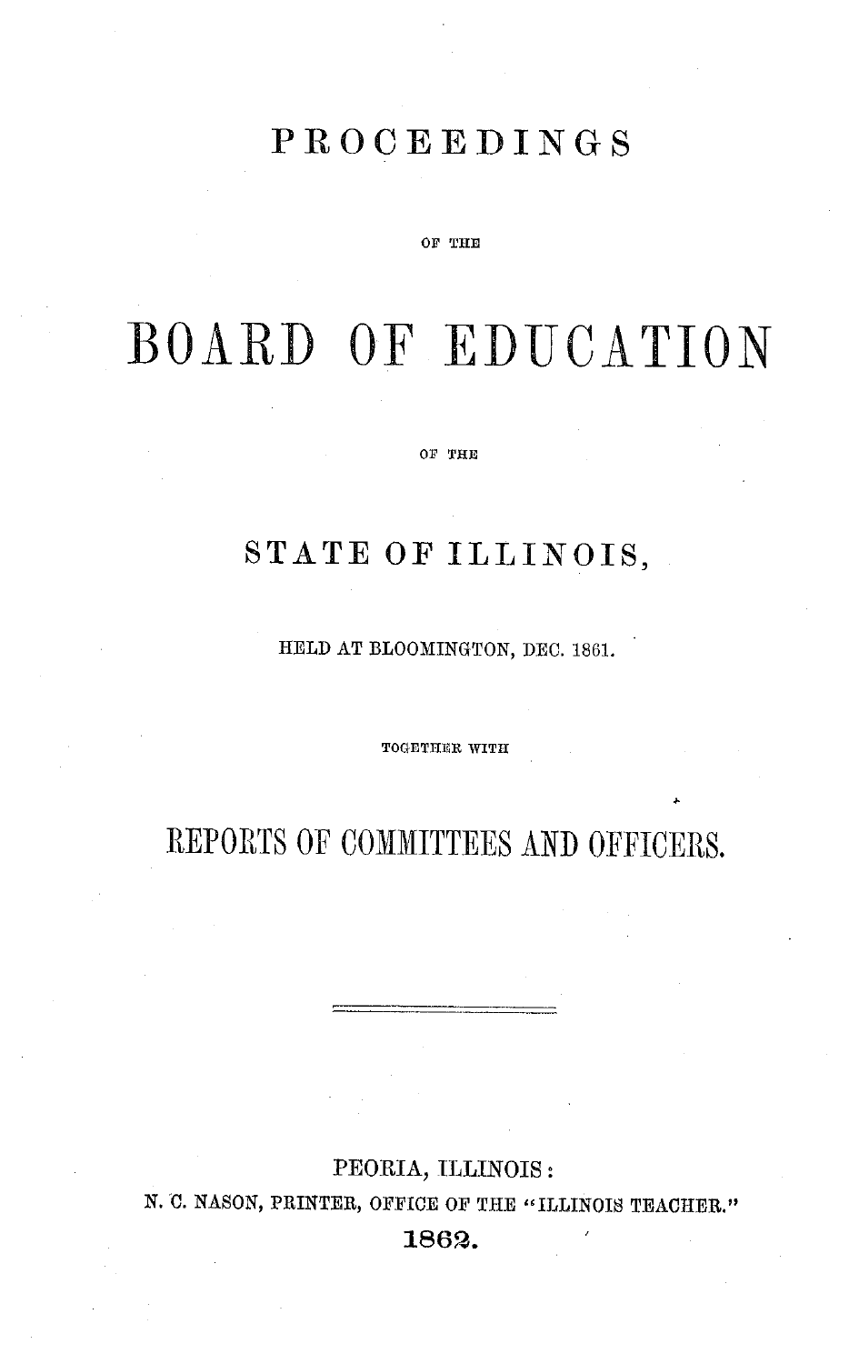# PROCEEDINGS

OF THE

# BOARD OF EDUCATION

OF THE

## STATE OF ILLINOIS,

HELD AT BLOOMINGTON, DEC. 1861.

TOGETHER WITH

## REPORTS OF COMMITTEES AND OFFICERS.

---

PEORIA, ILLINOIS:

N. C. NASON, PRINTER, OFFICE OF THE "ILLINOIS TEACHER."

1862.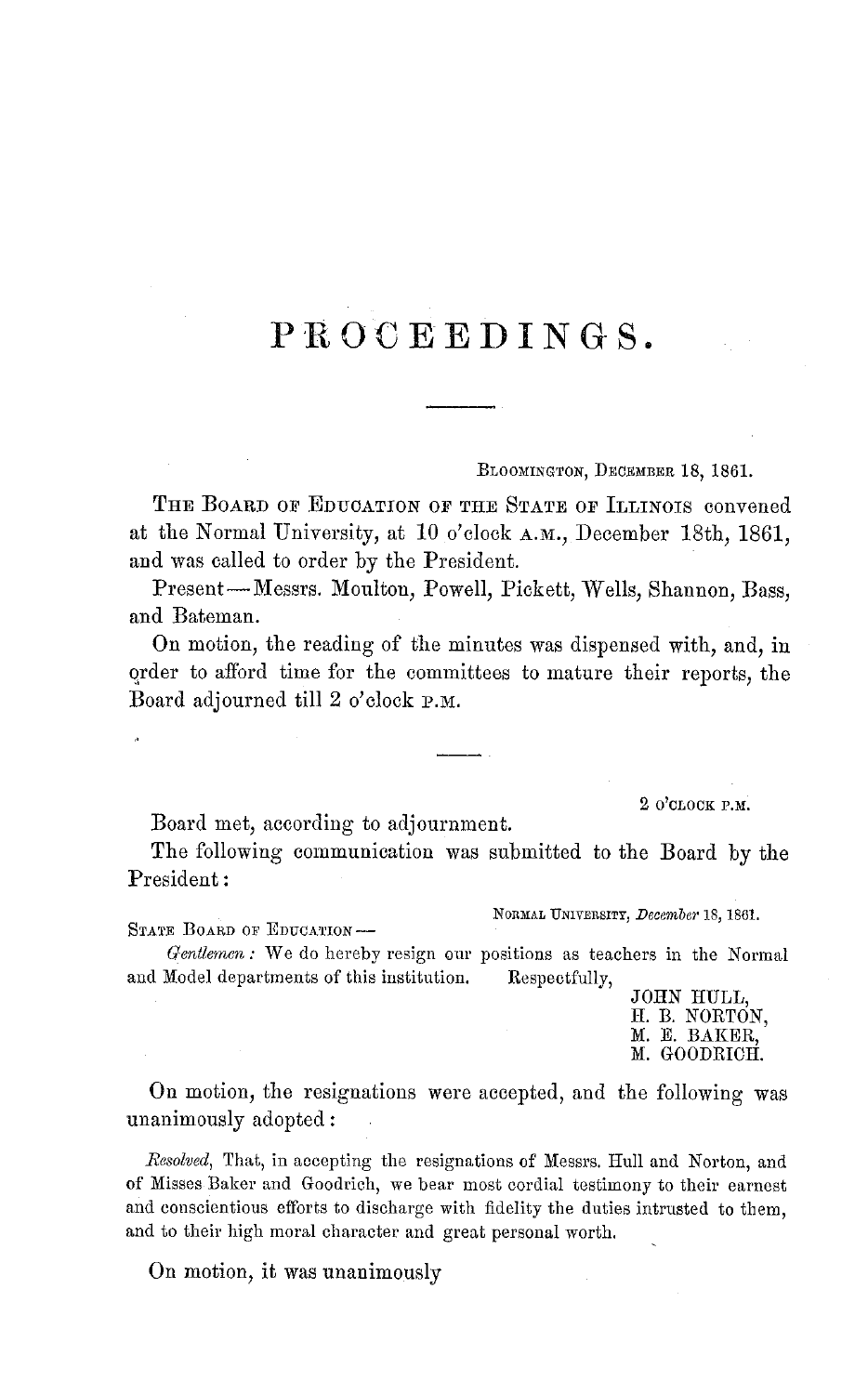# PROCEEDINGS.

---

BLOOMINGTON, DECEMBER 18, 1861.

THE BOARD OF EDUCATION OF THE STATE OF ILLINOIS convened at the Normal University, at 10 o'clock A.M., December 18th, 1861, and was called to order by the President.

Present—Messrs. Moulton, Powell, Pickett, Wells, Shannon, Bass, and Bateman.

On motion, the reading of the minutes was dispensed with, and, in order to afford time for the committees to mature their reports, the Board adjourned till 2 o'clock P.M.

---

2 O'CLOCK P.M.

Board met, according to adjournment.

The following communication was submitted to the Board by the President:

NORMAL UNIVERSITY, *December* 18, 1861.

STATE BOARD OF EDUCATION—

*Gentlemen:* We do hereby resign our positions as teachers in the Normal and Model departments of this institution. Respectfully,

JOHN HULL,
H. B. NORTON,
M. E. BAKER,
M. GOODRICH.

On motion, the resignations were accepted, and the following was unanimously adopted:

*Resolved,* That, in accepting the resignations of Messrs. Hull and Norton, and of Misses Baker and Goodrich, we bear most cordial testimony to their earnest and conscientious efforts to discharge with fidelity the duties intrusted to them, and to their high moral character and great personal worth.

On motion, it was unanimously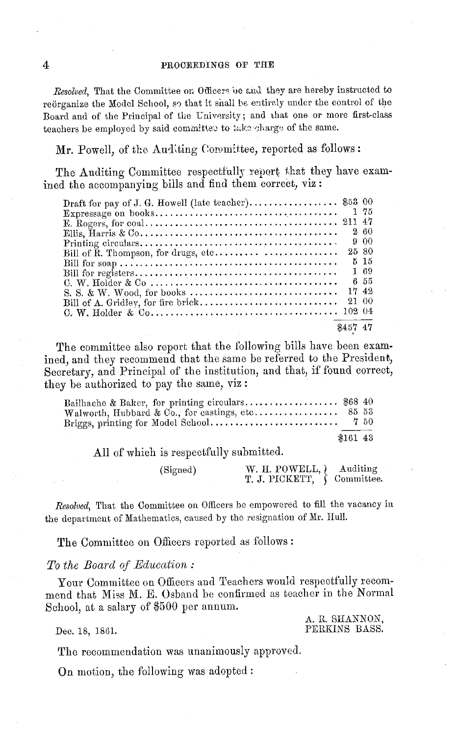*Resolved*, That the Committee on Officers be and they are hereby instructed to reörganize the Model School, so that it shall be entirely under the control of the Board and of the Principal of the University; and that one or more first-class teachers be employed by said committee to take charge of the same.

Mr. Powell, of the Auditing Committee, reported as follows:

The Auditing Committee respectfully report that they have examined the accompanying bills and find them correct, viz:

| | |
|---|---|
| Draft for pay of J. G. Howell (late teacher) | $53 00 |
| Expressage on books | 1 75 |
| E. Rogers, for coal | 211 47 |
| Ellis, Harris & Co | 2 60 |
| Printing circulars | 9 00 |
| Bill of R. Thompson, for drugs, etc | 25 80 |
| Bill for soap | 5 15 |
| Bill for registers | 1 69 |
| C. W. Holder & Co | 6 55 |
| S. S. & W. Wood, for books | 17 42 |
| Bill of A. Gridley, for fire brick | 21 00 |
| C. W. Holder & Co | 102 04 |
| | $457 47 |

The committee also report that the following bills have been examined, and they recommend that the same be referred to the President, Secretary, and Principal of the institution, and that, if found correct, they be authorized to pay the same, viz:

| | |
|---|---|
| Bailhache & Baker, for printing circulars | $68 40 |
| Walworth, Hubbard & Co., for castings, etc | 85 53 |
| Briggs, printing for Model School | 7 50 |
| | $161 43 |

All of which is respectfully submitted.

(Signed) W. H. POWELL, T. J. PICKETT, Auditing Committee.

*Resolved*, That the Committee on Officers be empowered to fill the vacancy in the department of Mathematics, caused by the resignation of Mr. Hull.

The Committee on Officers reported as follows:

*To the Board of Education:*

Your Committee on Officers and Teachers would respectfully recommend that Miss M. E. Osband be confirmed as teacher in the Normal School, at a salary of $500 per annum.

A. R. SHANNON,
PERKINS BASS.

Dec. 18, 1861.

The recommendation was unanimously approved.

On motion, the following was adopted: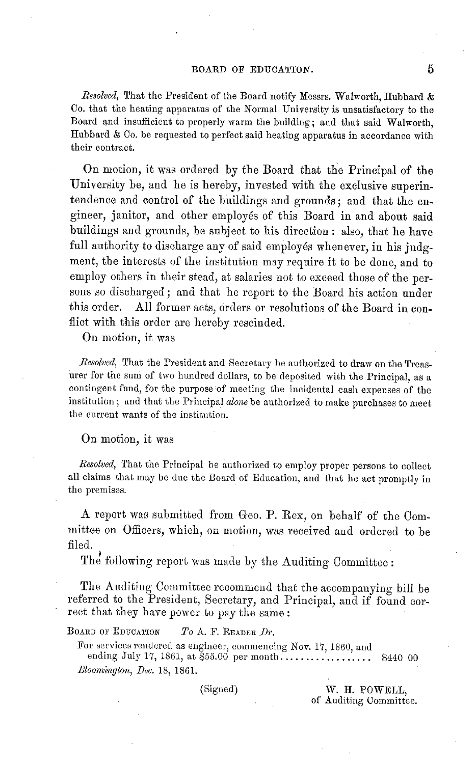*Resolved*, That the President of the Board notify Messrs. Walworth, Hubbard & Co. that the heating apparatus of the Normal University is unsatisfactory to the Board and insufficient to properly warm the building; and that said Walworth, Hubbard & Co. be requested to perfect said heating apparatus in accordance with their contract.

On motion, it was ordered by the Board that the Principal of the University be, and he is hereby, invested with the exclusive superintendence and control of the buildings and grounds; and that the engineer, janitor, and other employés of this Board in and about said buildings and grounds, be subject to his direction: also, that he have full authority to discharge any of said employés whenever, in his judgment, the interests of the institution may require it to be done, and to employ others in their stead, at salaries not to exceed those of the persons so discharged; and that he report to the Board his action under this order. All former acts, orders or resolutions of the Board in conflict with this order are hereby rescinded.

On motion, it was

*Resolved*, That the President and Secretary be authorized to draw on the Treasurer for the sum of two hundred dollars, to be deposited with the Principal, as a contingent fund, for the purpose of meeting the incidental cash expenses of the institution; and that the Principal *alone* be authorized to make purchases to meet the current wants of the institution.

On motion, it was

*Resolved*, That the Principal be authorized to employ proper persons to collect all claims that may be due the Board of Education, and that he act promptly in the premises.

A report was submitted from Geo. P. Rex, on behalf of the Committee on Officers, which, on motion, was received and ordered to be filed.

The following report was made by the Auditing Committee:

The Auditing Committee recommend that the accompanying bill be referred to the President, Secretary, and Principal, and if found correct that they have power to pay the same:

BOARD OF EDUCATION *To* A. F. READER *Dr.*

For services rendered as engineer, commencing Nov. 17, 1860, and ending July 17, 1861, at $55.00 per month.................. $440 00

*Bloomington, Dec.* 18, 1861.

(Signed) W. H. POWELL,
of Auditing Committee.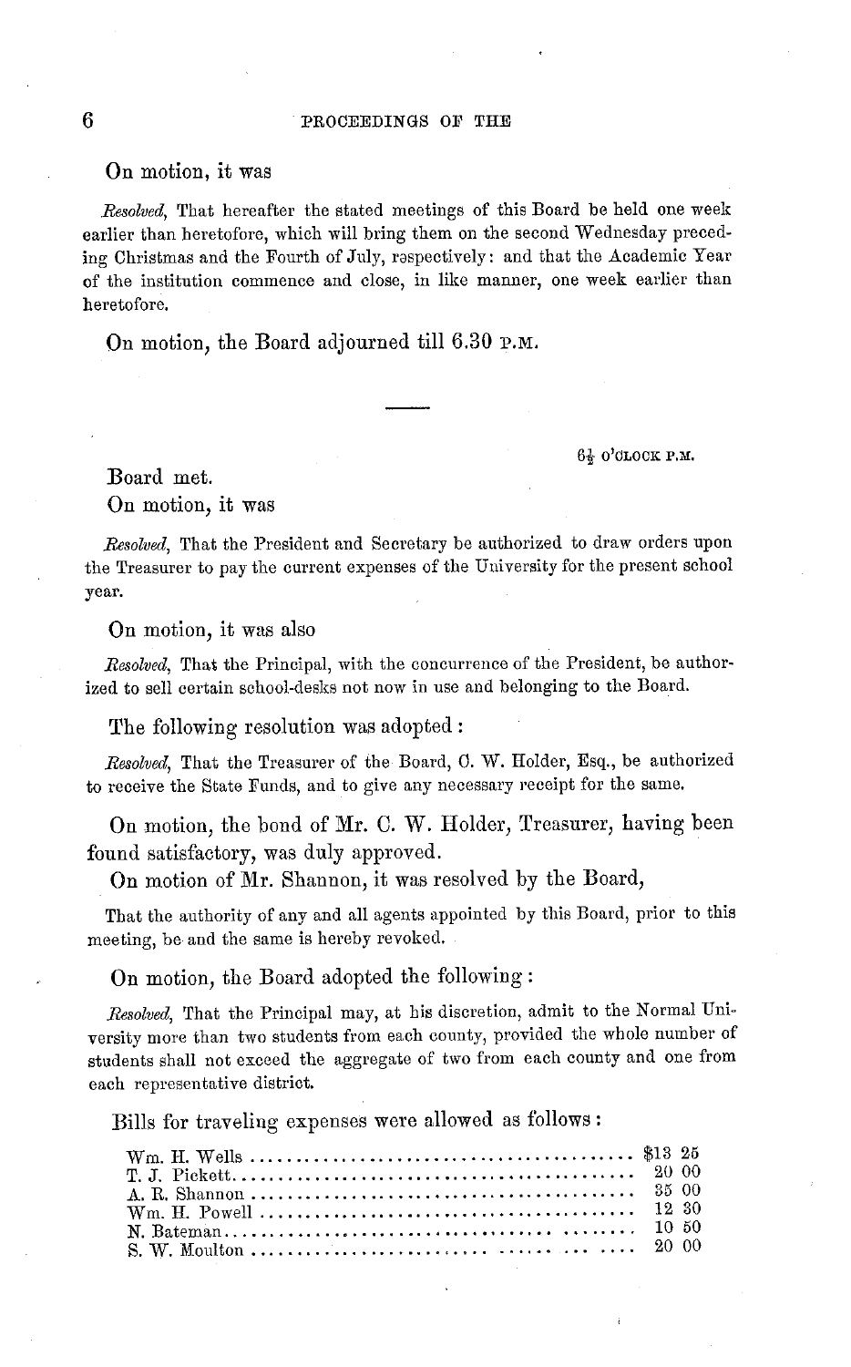On motion, it was

*Resolved*, That hereafter the stated meetings of this Board be held one week earlier than heretofore, which will bring them on the second Wednesday preceding Christmas and the Fourth of July, respectively: and that the Academic Year of the institution commence and close, in like manner, one week earlier than heretofore.

On motion, the Board adjourned till 6.30 P.M.

---

6½ O'CLOCK P.M.

Board met.

On motion, it was

*Resolved*, That the President and Secretary be authorized to draw orders upon the Treasurer to pay the current expenses of the University for the present school year.

On motion, it was also

*Resolved*, That the Principal, with the concurrence of the President, be authorized to sell certain school-desks not now in use and belonging to the Board.

The following resolution was adopted:

*Resolved*, That the Treasurer of the Board, C. W. Holder, Esq., be authorized to receive the State Funds, and to give any necessary receipt for the same.

On motion, the bond of Mr. C. W. Holder, Treasurer, having been found satisfactory, was duly approved.

On motion of Mr. Shannon, it was resolved by the Board,

That the authority of any and all agents appointed by this Board, prior to this meeting, be and the same is hereby revoked.

On motion, the Board adopted the following:

*Resolved*, That the Principal may, at his discretion, admit to the Normal University more than two students from each county, provided the whole number of students shall not exceed the aggregate of two from each county and one from each representative district.

Bills for traveling expenses were allowed as follows:

| | |
|---|---|
| Wm. H. Wells | $13 25 |
| T. J. Pickett | 20 00 |
| A. R. Shannon | 35 00 |
| Wm. H. Powell | 12 30 |
| N. Bateman | 10 50 |
| S. W. Moulton | 20 00 |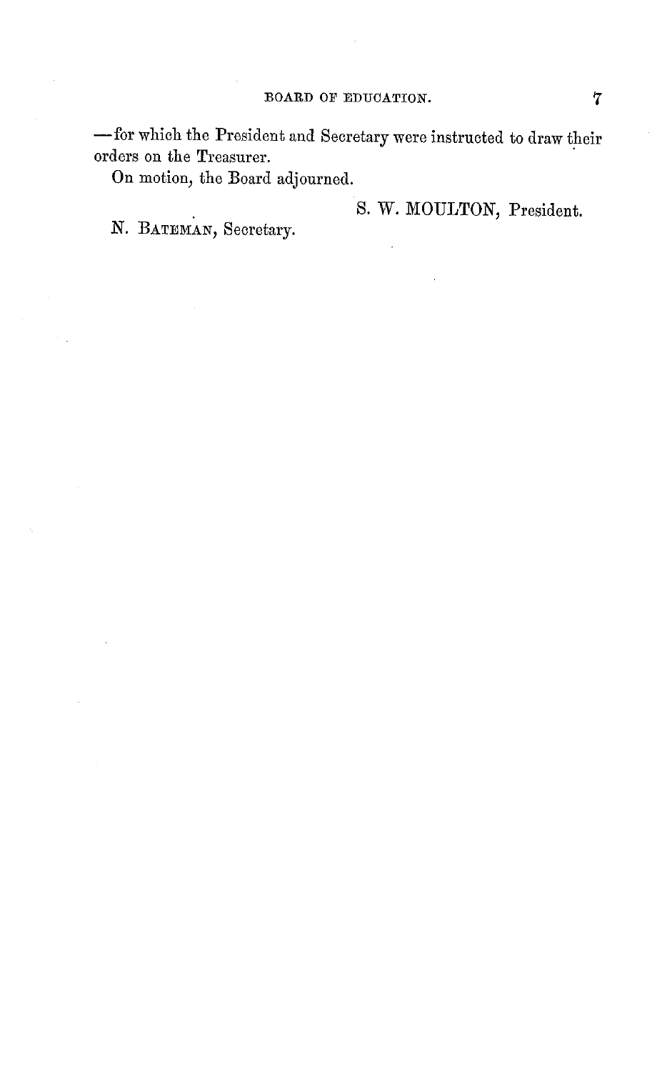—for which the President and Secretary were instructed to draw their orders on the Treasurer.

On motion, the Board adjourned.

S. W. MOULTON, President.

N. BATEMAN, Secretary.